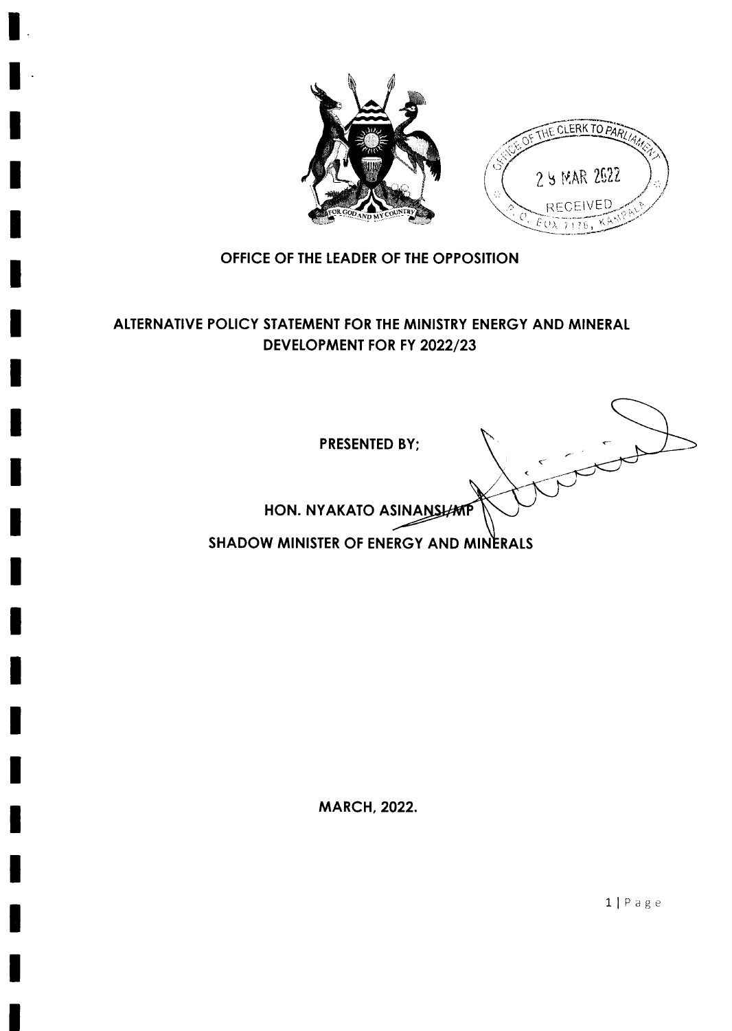OFFICE OF THE CLERK TO PARLIAMENT

24 MAR 2022

RECEIVED

P.O. BOX 7178, KAMPALA

# OFFICE OF THE LEADER OF THE OPPOSITION

## ALTERNATIVE POLICY STATEMENT FOR THE MINISTRY ENERGY AND MINERAL DEVELOPMENT FOR FY 2022/23

**PRESENTED BY;**

**HON. NYAKATO ASINANSI/MP**

**SHADOW MINISTER OF ENERGY AND MINERALS**

**MARCH, 2022.**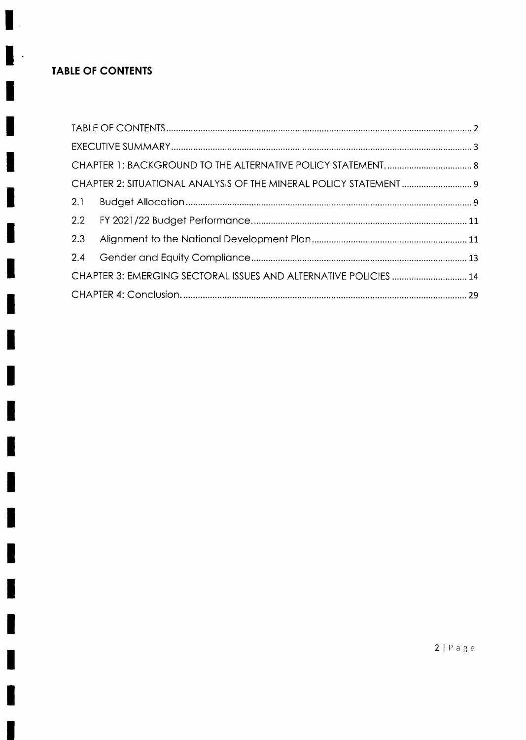## TABLE OF CONTENTS

| | |
|---|---|
| TABLE OF CONTENTS | 2 |
| EXECUTIVE SUMMARY | 3 |
| CHAPTER 1: BACKGROUND TO THE ALTERNATIVE POLICY STATEMENT. | 8 |
| CHAPTER 2: SITUATIONAL ANALYSIS OF THE MINERAL POLICY STATEMENT | 9 |
| 2.1 Budget Allocation | 9 |
| 2.2 FY 2021/22 Budget Performance. | 11 |
| 2.3 Alignment to the National Development Plan | 11 |
| 2.4 Gender and Equity Compliance | 13 |
| CHAPTER 3: EMERGING SECTORAL ISSUES AND ALTERNATIVE POLICIES | 14 |
| CHAPTER 4: Conclusion. | 29 |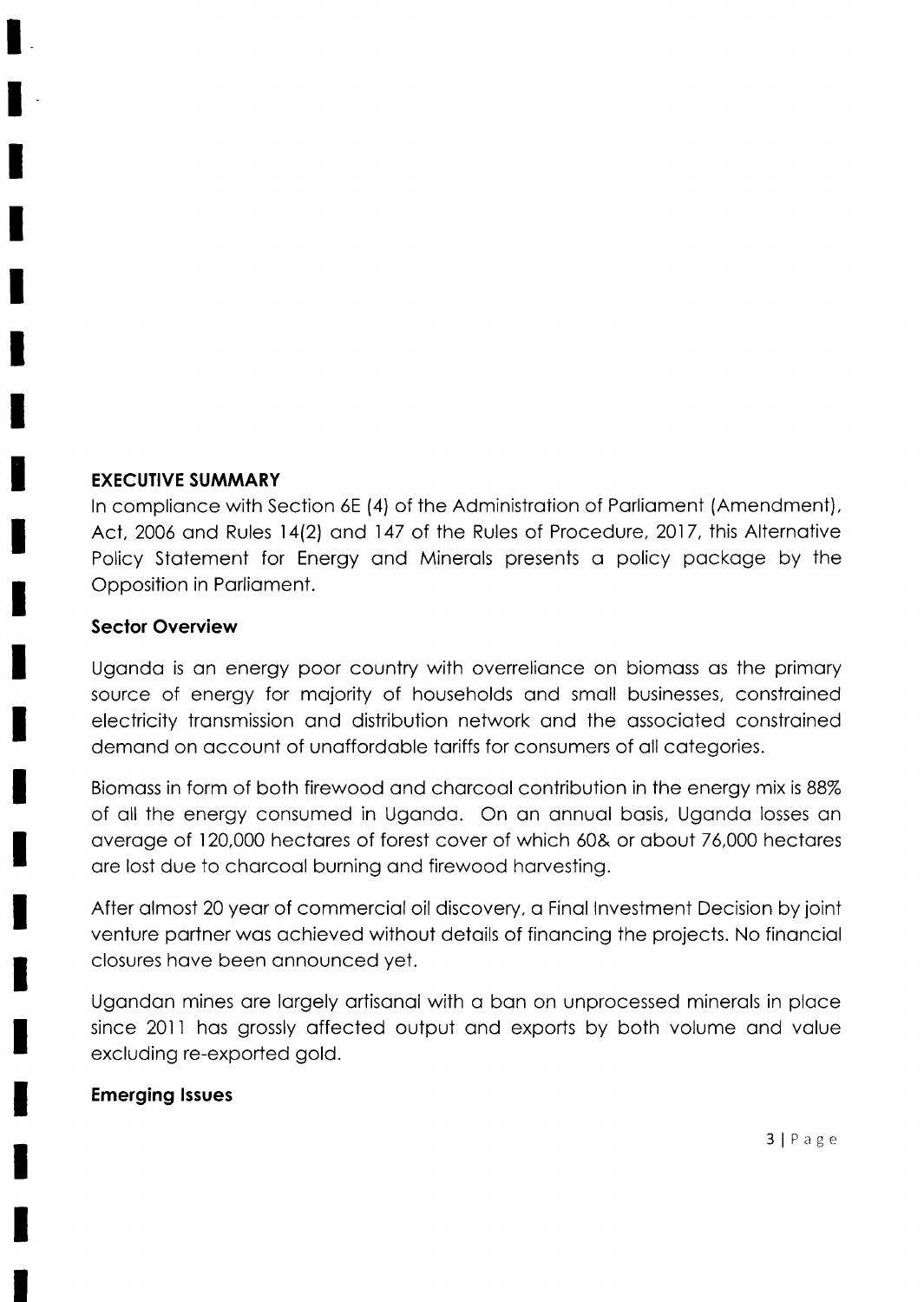## EXECUTIVE SUMMARY

In compliance with Section 6E (4) of the Administration of Parliament (Amendment), Act, 2006 and Rules 14(2) and 147 of the Rules of Procedure, 2017, this Alternative Policy Statement for Energy and Minerals presents a policy package by the Opposition in Parliament.

### Sector Overview

Uganda is an energy poor country with overreliance on biomass as the primary source of energy for majority of households and small businesses, constrained electricity transmission and distribution network and the associated constrained demand on account of unaffordable tariffs for consumers of all categories.

Biomass in form of both firewood and charcoal contribution in the energy mix is 88% of all the energy consumed in Uganda. On an annual basis, Uganda losses an average of 120,000 hectares of forest cover of which 60& or about 76,000 hectares are lost due to charcoal burning and firewood harvesting.

After almost 20 year of commercial oil discovery, a Final Investment Decision by joint venture partner was achieved without details of financing the projects. No financial closures have been announced yet.

Ugandan mines are largely artisanal with a ban on unprocessed minerals in place since 2011 has grossly affected output and exports by both volume and value excluding re-exported gold.

### Emerging Issues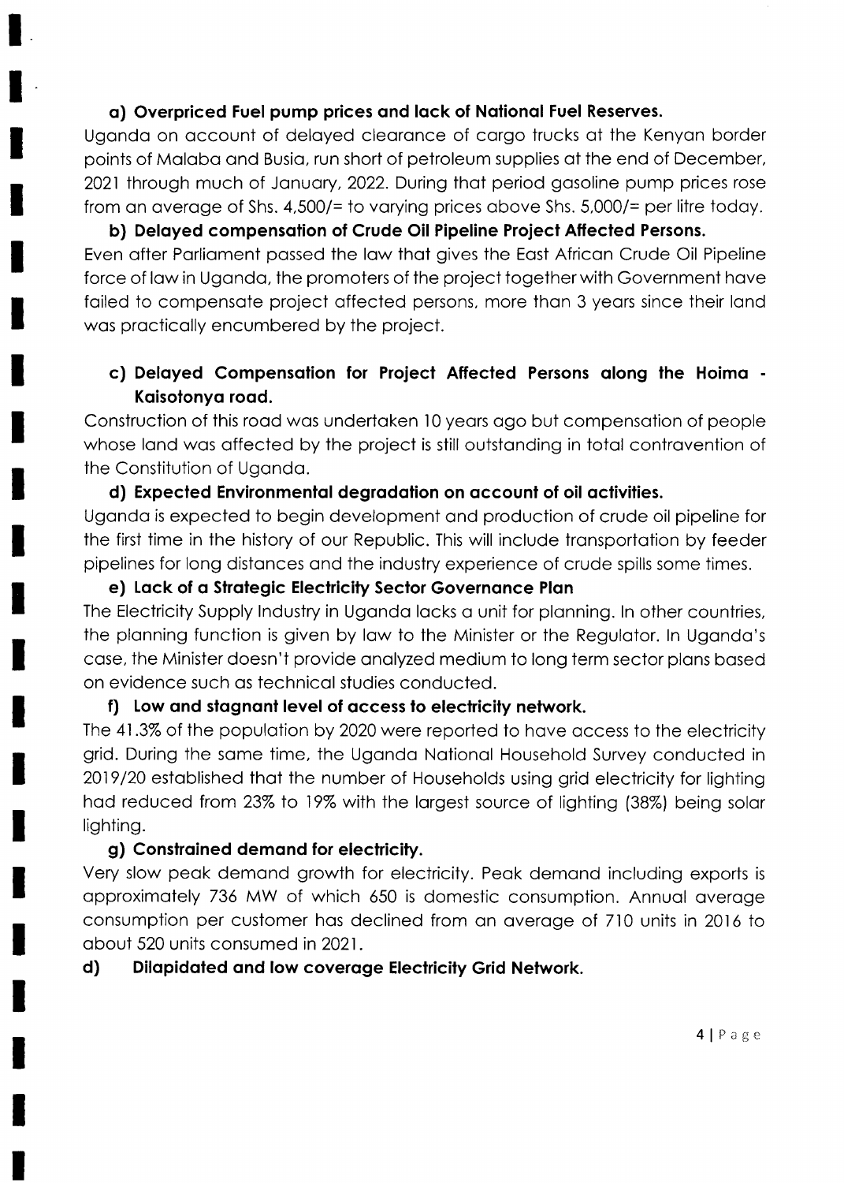### a) Overpriced Fuel pump prices and lack of National Fuel Reserves.

Uganda on account of delayed clearance of cargo trucks at the Kenyan border points of Malaba and Busia, run short of petroleum supplies at the end of December, 2021 through much of January, 2022. During that period gasoline pump prices rose from an average of Shs. 4,500/= to varying prices above Shs. 5,000/= per litre today.

### b) Delayed compensation of Crude Oil Pipeline Project Affected Persons.

Even after Parliament passed the law that gives the East African Crude Oil Pipeline force of law in Uganda, the promoters of the project together with Government have failed to compensate project affected persons, more than 3 years since their land was practically encumbered by the project.

### c) Delayed Compensation for Project Affected Persons along the Hoima - Kaisotonya road.

Construction of this road was undertaken 10 years ago but compensation of people whose land was affected by the project is still outstanding in total contravention of the Constitution of Uganda.

### d) Expected Environmental degradation on account of oil activities.

Uganda is expected to begin development and production of crude oil pipeline for the first time in the history of our Republic. This will include transportation by feeder pipelines for long distances and the industry experience of crude spills some times.

### e) Lack of a Strategic Electricity Sector Governance Plan

The Electricity Supply Industry in Uganda lacks a unit for planning. In other countries, the planning function is given by law to the Minister or the Regulator. In Uganda's case, the Minister doesn't provide analyzed medium to long term sector plans based on evidence such as technical studies conducted.

### f) Low and stagnant level of access to electricity network.

The 41.3% of the population by 2020 were reported to have access to the electricity grid. During the same time, the Uganda National Household Survey conducted in 2019/20 established that the number of Households using grid electricity for lighting had reduced from 23% to 19% with the largest source of lighting (38%) being solar lighting.

### g) Constrained demand for electricity.

Very slow peak demand growth for electricity. Peak demand including exports is approximately 736 MW of which 650 is domestic consumption. Annual average consumption per customer has declined from an average of 710 units in 2016 to about 520 units consumed in 2021.

### d) Dilapidated and low coverage Electricity Grid Network.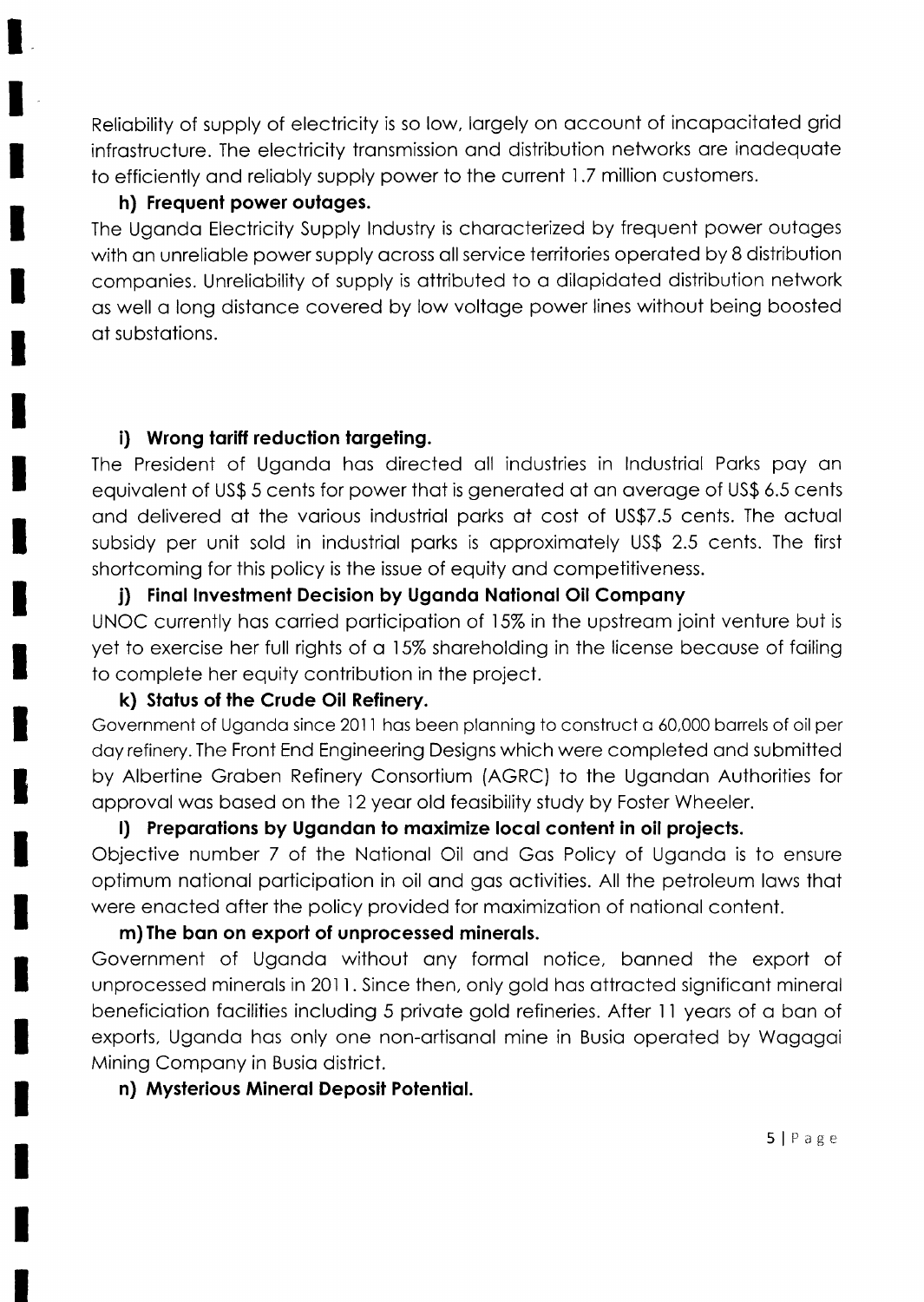Reliability of supply of electricity is so low, largely on account of incapacitated grid infrastructure. The electricity transmission and distribution networks are inadequate to efficiently and reliably supply power to the current 1.7 million customers.

**h) Frequent power outages.**

The Uganda Electricity Supply Industry is characterized by frequent power outages with an unreliable power supply across all service territories operated by 8 distribution companies. Unreliability of supply is attributed to a dilapidated distribution network as well a long distance covered by low voltage power lines without being boosted at substations.

**i) Wrong tariff reduction targeting.**

The President of Uganda has directed all industries in Industrial Parks pay an equivalent of US$ 5 cents for power that is generated at an average of US$ 6.5 cents and delivered at the various industrial parks at cost of US$7.5 cents. The actual subsidy per unit sold in industrial parks is approximately US$ 2.5 cents. The first shortcoming for this policy is the issue of equity and competitiveness.

**j) Final Investment Decision by Uganda National Oil Company**

UNOC currently has carried participation of 15% in the upstream joint venture but is yet to exercise her full rights of a 15% shareholding in the license because of failing to complete her equity contribution in the project.

**k) Status of the Crude Oil Refinery.**

Government of Uganda since 2011 has been planning to construct a 60,000 barrels of oil per day refinery. The Front End Engineering Designs which were completed and submitted by Albertine Graben Refinery Consortium (AGRC) to the Ugandan Authorities for approval was based on the 12 year old feasibility study by Foster Wheeler.

**l) Preparations by Ugandan to maximize local content in oil projects.**

Objective number 7 of the National Oil and Gas Policy of Uganda is to ensure optimum national participation in oil and gas activities. All the petroleum laws that were enacted after the policy provided for maximization of national content.

**m) The ban on export of unprocessed minerals.**

Government of Uganda without any formal notice, banned the export of unprocessed minerals in 2011. Since then, only gold has attracted significant mineral beneficiation facilities including 5 private gold refineries. After 11 years of a ban of exports, Uganda has only one non-artisanal mine in Busia operated by Wagagai Mining Company in Busia district.

**n) Mysterious Mineral Deposit Potential.**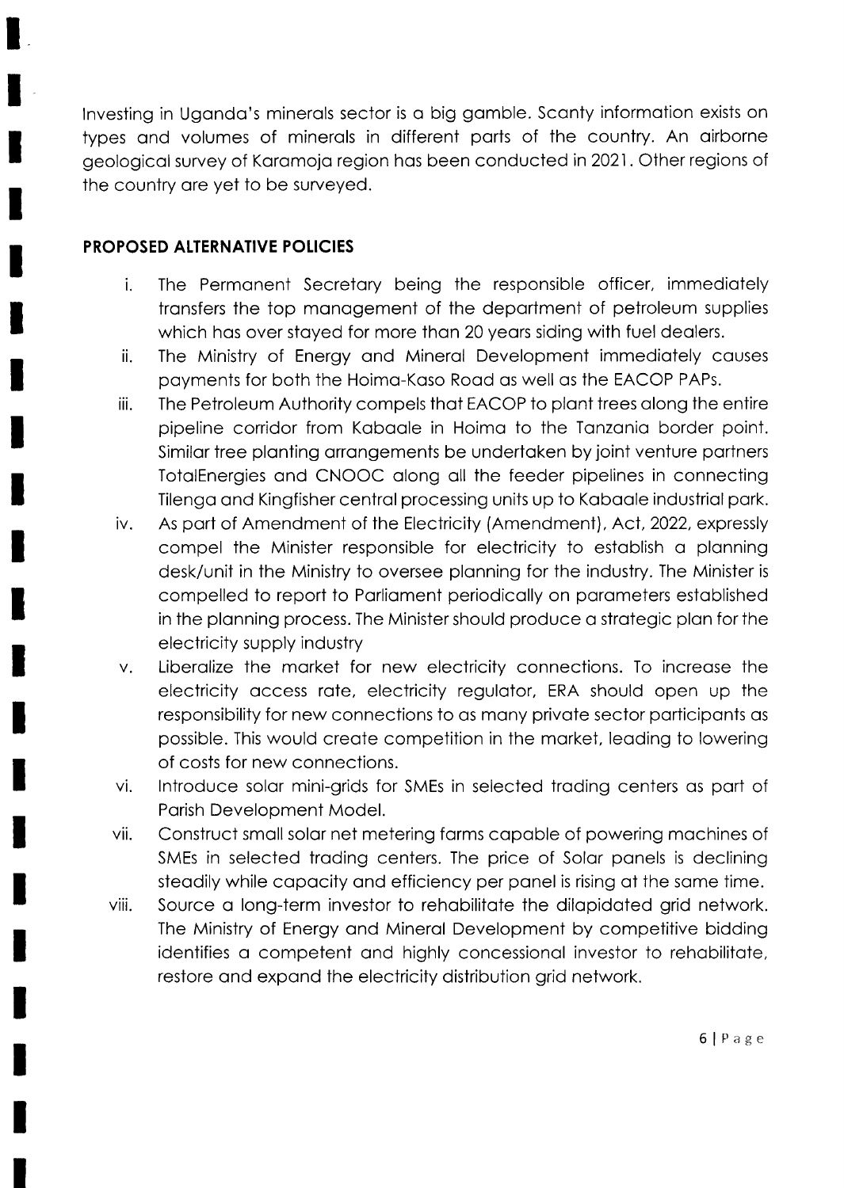Investing in Uganda's minerals sector is a big gamble. Scanty information exists on types and volumes of minerals in different parts of the country. An airborne geological survey of Karamoja region has been conducted in 2021. Other regions of the country are yet to be surveyed.

## PROPOSED ALTERNATIVE POLICIES

i. The Permanent Secretary being the responsible officer, immediately transfers the top management of the department of petroleum supplies which has over stayed for more than 20 years siding with fuel dealers.

ii. The Ministry of Energy and Mineral Development immediately causes payments for both the Hoima-Kaso Road as well as the EACOP PAPs.

iii. The Petroleum Authority compels that EACOP to plant trees along the entire pipeline corridor from Kabaale in Hoima to the Tanzania border point. Similar tree planting arrangements be undertaken by joint venture partners TotalEnergies and CNOOC along all the feeder pipelines in connecting Tilenga and Kingfisher central processing units up to Kabaale industrial park.

iv. As part of Amendment of the Electricity (Amendment), Act, 2022, expressly compel the Minister responsible for electricity to establish a planning desk/unit in the Ministry to oversee planning for the industry. The Minister is compelled to report to Parliament periodically on parameters established in the planning process. The Minister should produce a strategic plan for the electricity supply industry

v. Liberalize the market for new electricity connections. To increase the electricity access rate, electricity regulator, ERA should open up the responsibility for new connections to as many private sector participants as possible. This would create competition in the market, leading to lowering of costs for new connections.

vi. Introduce solar mini-grids for SMEs in selected trading centers as part of Parish Development Model.

vii. Construct small solar net metering farms capable of powering machines of SMEs in selected trading centers. The price of Solar panels is declining steadily while capacity and efficiency per panel is rising at the same time.

viii. Source a long-term investor to rehabilitate the dilapidated grid network. The Ministry of Energy and Mineral Development by competitive bidding identifies a competent and highly concessional investor to rehabilitate, restore and expand the electricity distribution grid network.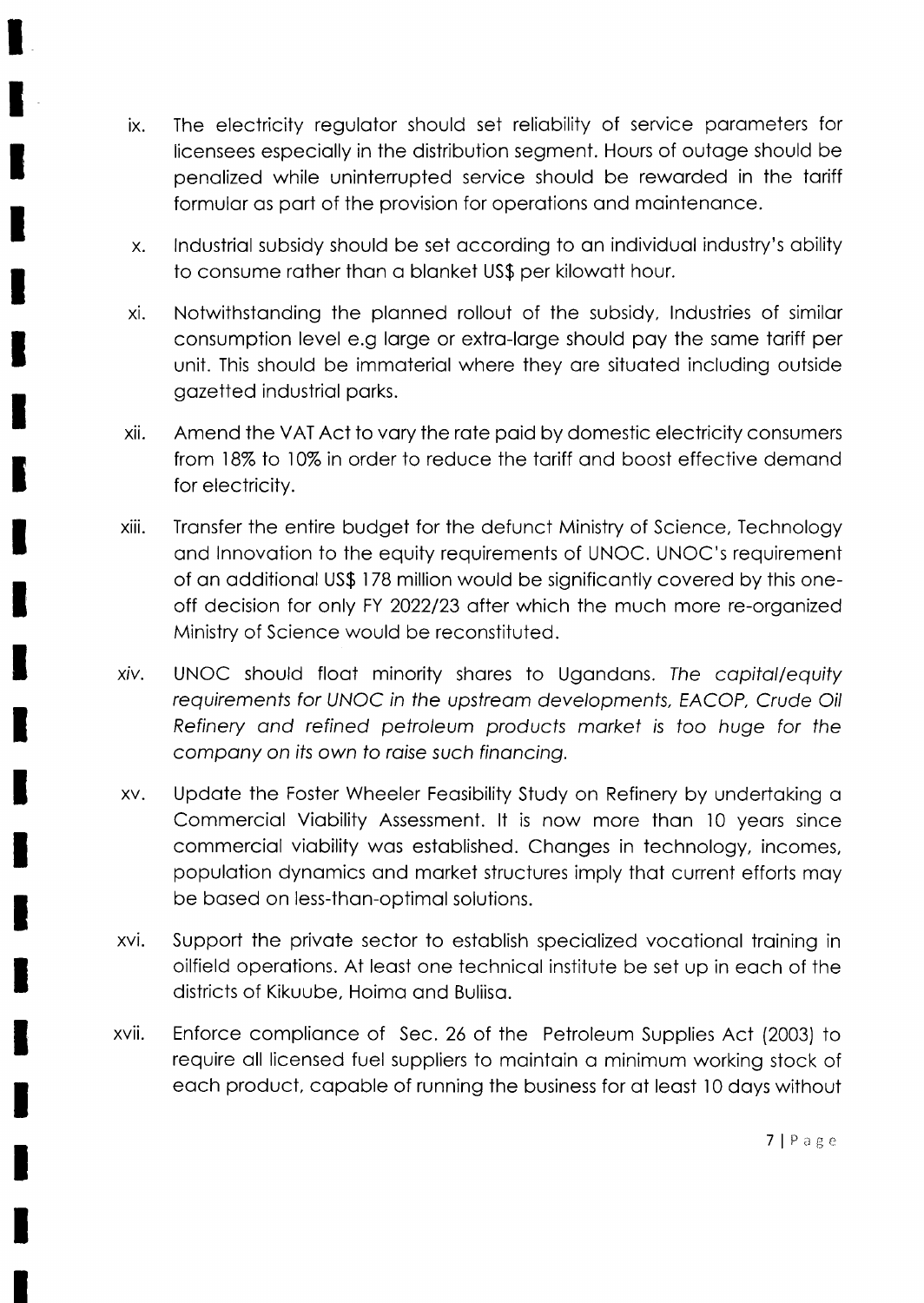ix. The electricity regulator should set reliability of service parameters for licensees especially in the distribution segment. Hours of outage should be penalized while uninterrupted service should be rewarded in the tariff formular as part of the provision for operations and maintenance.

x. Industrial subsidy should be set according to an individual industry's ability to consume rather than a blanket US$ per kilowatt hour.

xi. Notwithstanding the planned rollout of the subsidy, Industries of similar consumption level e.g large or extra-large should pay the same tariff per unit. This should be immaterial where they are situated including outside gazetted industrial parks.

xii. Amend the VAT Act to vary the rate paid by domestic electricity consumers from 18% to 10% in order to reduce the tariff and boost effective demand for electricity.

xiii. Transfer the entire budget for the defunct Ministry of Science, Technology and Innovation to the equity requirements of UNOC. UNOC's requirement of an additional US$ 178 million would be significantly covered by this one-off decision for only FY 2022/23 after which the much more re-organized Ministry of Science would be reconstituted.

xiv. UNOC should float minority shares to Ugandans. *The capital/equity requirements for UNOC in the upstream developments, EACOP, Crude Oil Refinery and refined petroleum products market is too huge for the company on its own to raise such financing.*

xv. Update the Foster Wheeler Feasibility Study on Refinery by undertaking a Commercial Viability Assessment. It is now more than 10 years since commercial viability was established. Changes in technology, incomes, population dynamics and market structures imply that current efforts may be based on less-than-optimal solutions.

xvi. Support the private sector to establish specialized vocational training in oilfield operations. At least one technical institute be set up in each of the districts of Kikuube, Hoima and Buliisa.

xvii. Enforce compliance of Sec. 26 of the Petroleum Supplies Act (2003) to require all licensed fuel suppliers to maintain a minimum working stock of each product, capable of running the business for at least 10 days without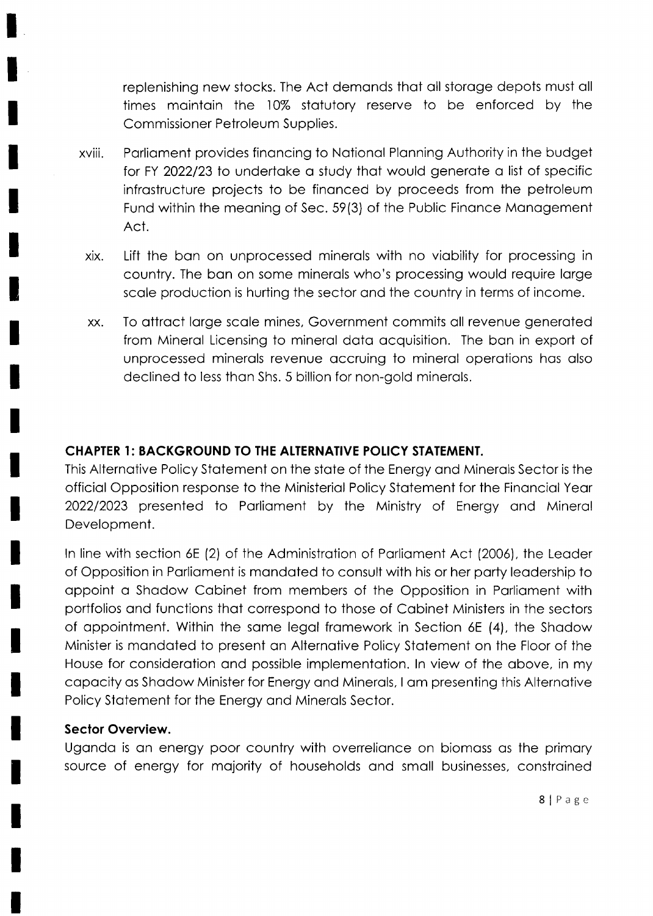replenishing new stocks. The Act demands that all storage depots must all times maintain the 10% statutory reserve to be enforced by the Commissioner Petroleum Supplies.

xviii. Parliament provides financing to National Planning Authority in the budget for FY 2022/23 to undertake a study that would generate a list of specific infrastructure projects to be financed by proceeds from the petroleum Fund within the meaning of Sec. 59(3) of the Public Finance Management Act.

xix. Lift the ban on unprocessed minerals with no viability for processing in country. The ban on some minerals who's processing would require large scale production is hurting the sector and the country in terms of income.

xx. To attract large scale mines, Government commits all revenue generated from Mineral Licensing to mineral data acquisition. The ban in export of unprocessed minerals revenue accruing to mineral operations has also declined to less than Shs. 5 billion for non-gold minerals.

## CHAPTER 1: BACKGROUND TO THE ALTERNATIVE POLICY STATEMENT.

This Alternative Policy Statement on the state of the Energy and Minerals Sector is the official Opposition response to the Ministerial Policy Statement for the Financial Year 2022/2023 presented to Parliament by the Ministry of Energy and Mineral Development.

In line with section 6E (2) of the Administration of Parliament Act (2006), the Leader of Opposition in Parliament is mandated to consult with his or her party leadership to appoint a Shadow Cabinet from members of the Opposition in Parliament with portfolios and functions that correspond to those of Cabinet Ministers in the sectors of appointment. Within the same legal framework in Section 6E (4), the Shadow Minister is mandated to present an Alternative Policy Statement on the Floor of the House for consideration and possible implementation. In view of the above, in my capacity as Shadow Minister for Energy and Minerals, I am presenting this Alternative Policy Statement for the Energy and Minerals Sector.

### Sector Overview.

Uganda is an energy poor country with overreliance on biomass as the primary source of energy for majority of households and small businesses, constrained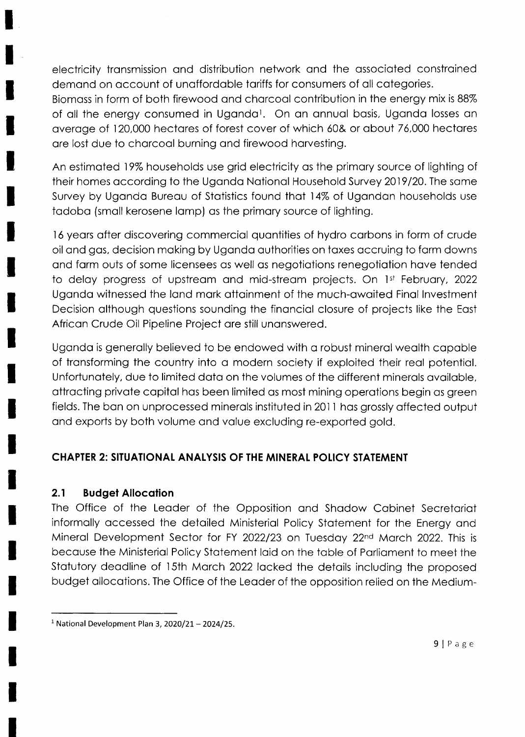electricity transmission and distribution network and the associated constrained demand on account of unaffordable tariffs for consumers of all categories.
Biomass in form of both firewood and charcoal contribution in the energy mix is 88% of all the energy consumed in Uganda[1]. On an annual basis, Uganda losses an average of 120,000 hectares of forest cover of which 60& or about 76,000 hectares are lost due to charcoal burning and firewood harvesting.

An estimated 19% households use grid electricity as the primary source of lighting of their homes according to the Uganda National Household Survey 2019/20. The same Survey by Uganda Bureau of Statistics found that 14% of Ugandan households use tadoba (small kerosene lamp) as the primary source of lighting.

16 years after discovering commercial quantities of hydro carbons in form of crude oil and gas, decision making by Uganda authorities on taxes accruing to farm downs and farm outs of some licensees as well as negotiations renegotiation have tended to delay progress of upstream and mid-stream projects. On 1st February, 2022 Uganda witnessed the land mark attainment of the much-awaited Final Investment Decision although questions sounding the financial closure of projects like the East African Crude Oil Pipeline Project are still unanswered.

Uganda is generally believed to be endowed with a robust mineral wealth capable of transforming the country into a modern society if exploited their real potential. Unfortunately, due to limited data on the volumes of the different minerals available, attracting private capital has been limited as most mining operations begin as green fields. The ban on unprocessed minerals instituted in 2011 has grossly affected output and exports by both volume and value excluding re-exported gold.

## CHAPTER 2: SITUATIONAL ANALYSIS OF THE MINERAL POLICY STATEMENT

### 2.1 Budget Allocation

The Office of the Leader of the Opposition and Shadow Cabinet Secretariat informally accessed the detailed Ministerial Policy Statement for the Energy and Mineral Development Sector for FY 2022/23 on Tuesday 22nd March 2022. This is because the Ministerial Policy Statement laid on the table of Parliament to meet the Statutory deadline of 15th March 2022 lacked the details including the proposed budget allocations. The Office of the Leader of the opposition relied on the Medium-

[1] National Development Plan 3, 2020/21 – 2024/25.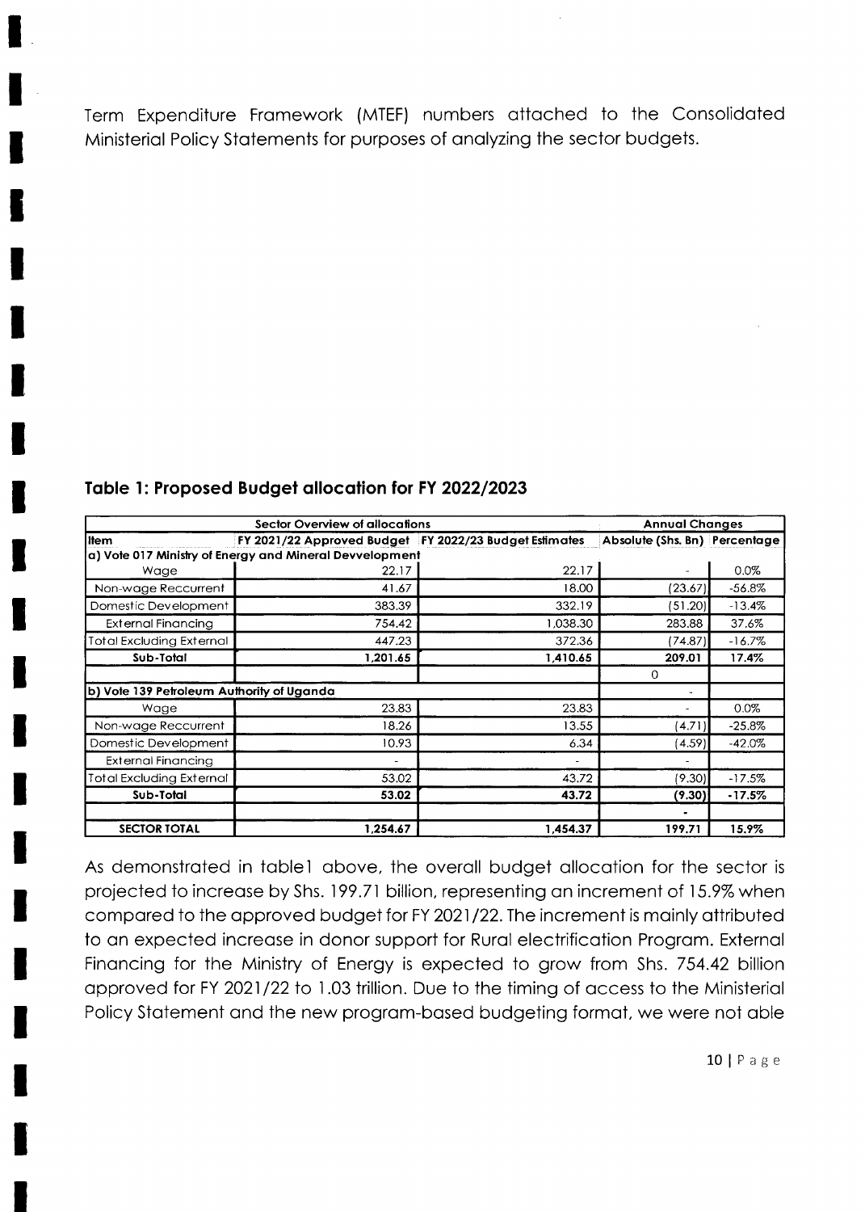Term Expenditure Framework (MTEF) numbers attached to the Consolidated Ministerial Policy Statements for purposes of analyzing the sector budgets.

### Table 1: Proposed Budget allocation for FY 2022/2023

| Sector Overview of allocations | | | Annual Changes | |
|---|---|---|---|---|
| **Item** | **FY 2021/22 Approved Budget** | **FY 2022/23 Budget Estimates** | **Absolute (Shs. Bn)** | **Percentage** |
| **a) Vote 017 Ministry of Energy and Mineral Devvelopment** | | | | |
| Wage | 22.17 | 22.17 | - | 0.0% |
| Non-wage Reccurrent | 41.67 | 18.00 | (23.67) | -56.8% |
| Domestic Development | 383.39 | 332.19 | (51.20) | -13.4% |
| External Financing | 754.42 | 1,038.30 | 283.88 | 37.6% |
| Total Excluding External | 447.23 | 372.36 | (74.87) | -16.7% |
| **Sub-Total** | **1,201.65** | **1,410.65** | **209.01** | **17.4%** |
| | | | 0 | |
| **b) Vote 139 Petroleum Authority of Uganda** | | | - | |
| Wage | 23.83 | 23.83 | - | 0.0% |
| Non-wage Reccurrent | 18.26 | 13.55 | (4.71) | -25.8% |
| Domestic Development | 10.93 | 6.34 | (4.59) | -42.0% |
| External Financing | - | - | - | |
| Total Excluding External | 53.02 | 43.72 | (9.30) | -17.5% |
| **Sub-Total** | **53.02** | **43.72** | **(9.30)** | **-17.5%** |
| | | | - | |
| **SECTOR TOTAL** | **1,254.67** | **1,454.37** | **199.71** | **15.9%** |

As demonstrated in table1 above, the overall budget allocation for the sector is projected to increase by Shs. 199.71 billion, representing an increment of 15.9% when compared to the approved budget for FY 2021/22. The increment is mainly attributed to an expected increase in donor support for Rural electrification Program. External Financing for the Ministry of Energy is expected to grow from Shs. 754.42 billion approved for FY 2021/22 to 1.03 trillion. Due to the timing of access to the Ministerial Policy Statement and the new program-based budgeting format, we were not able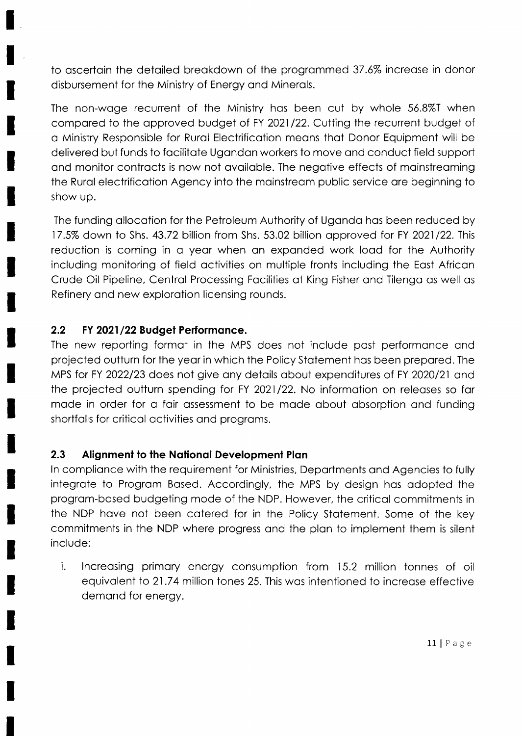to ascertain the detailed breakdown of the programmed 37.6% increase in donor disbursement for the Ministry of Energy and Minerals.

The non-wage recurrent of the Ministry has been cut by whole 56.8%T when compared to the approved budget of FY 2021/22. Cutting the recurrent budget of a Ministry Responsible for Rural Electrification means that Donor Equipment will be delivered but funds to facilitate Ugandan workers to move and conduct field support and monitor contracts is now not available. The negative effects of mainstreaming the Rural electrification Agency into the mainstream public service are beginning to show up.

The funding allocation for the Petroleum Authority of Uganda has been reduced by 17.5% down to Shs. 43.72 billion from Shs. 53.02 billion approved for FY 2021/22. This reduction is coming in a year when an expanded work load for the Authority including monitoring of field activities on multiple fronts including the East African Crude Oil Pipeline, Central Processing Facilities at King Fisher and Tilenga as well as Refinery and new exploration licensing rounds.

## 2.2 FY 2021/22 Budget Performance.

The new reporting format in the MPS does not include past performance and projected outturn for the year in which the Policy Statement has been prepared. The MPS for FY 2022/23 does not give any details about expenditures of FY 2020/21 and the projected outturn spending for FY 2021/22. No information on releases so far made in order for a fair assessment to be made about absorption and funding shortfalls for critical activities and programs.

## 2.3 Alignment to the National Development Plan

In compliance with the requirement for Ministries, Departments and Agencies to fully integrate to Program Based. Accordingly, the MPS by design has adopted the program-based budgeting mode of the NDP. However, the critical commitments in the NDP have not been catered for in the Policy Statement. Some of the key commitments in the NDP where progress and the plan to implement them is silent include;

i. Increasing primary energy consumption from 15.2 million tonnes of oil equivalent to 21.74 million tones 25. This was intentioned to increase effective demand for energy.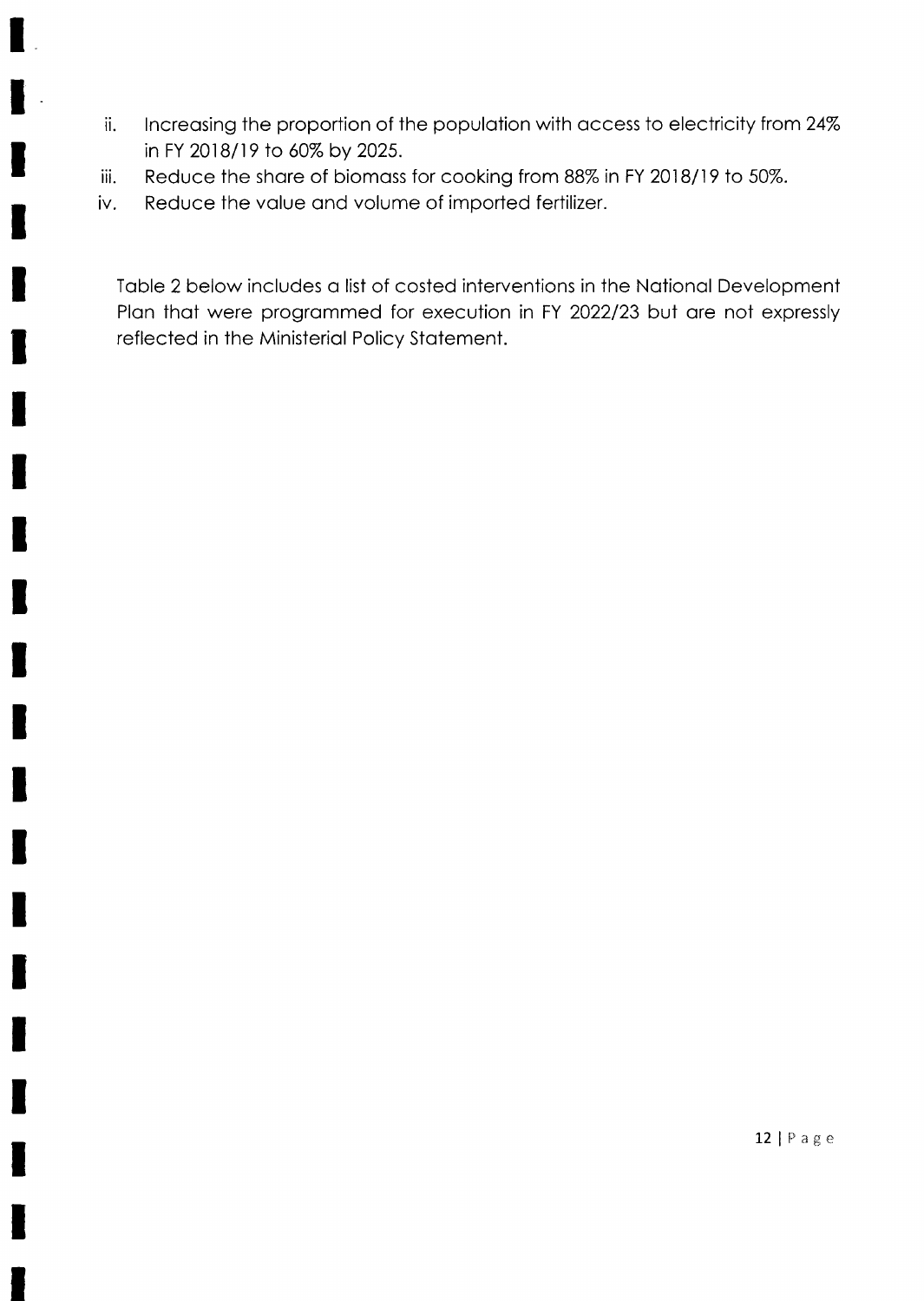ii. Increasing the proportion of the population with access to electricity from 24% in FY 2018/19 to 60% by 2025.
iii. Reduce the share of biomass for cooking from 88% in FY 2018/19 to 50%.
iv. Reduce the value and volume of imported fertilizer.

Table 2 below includes a list of costed interventions in the National Development Plan that were programmed for execution in FY 2022/23 but are not expressly reflected in the Ministerial Policy Statement.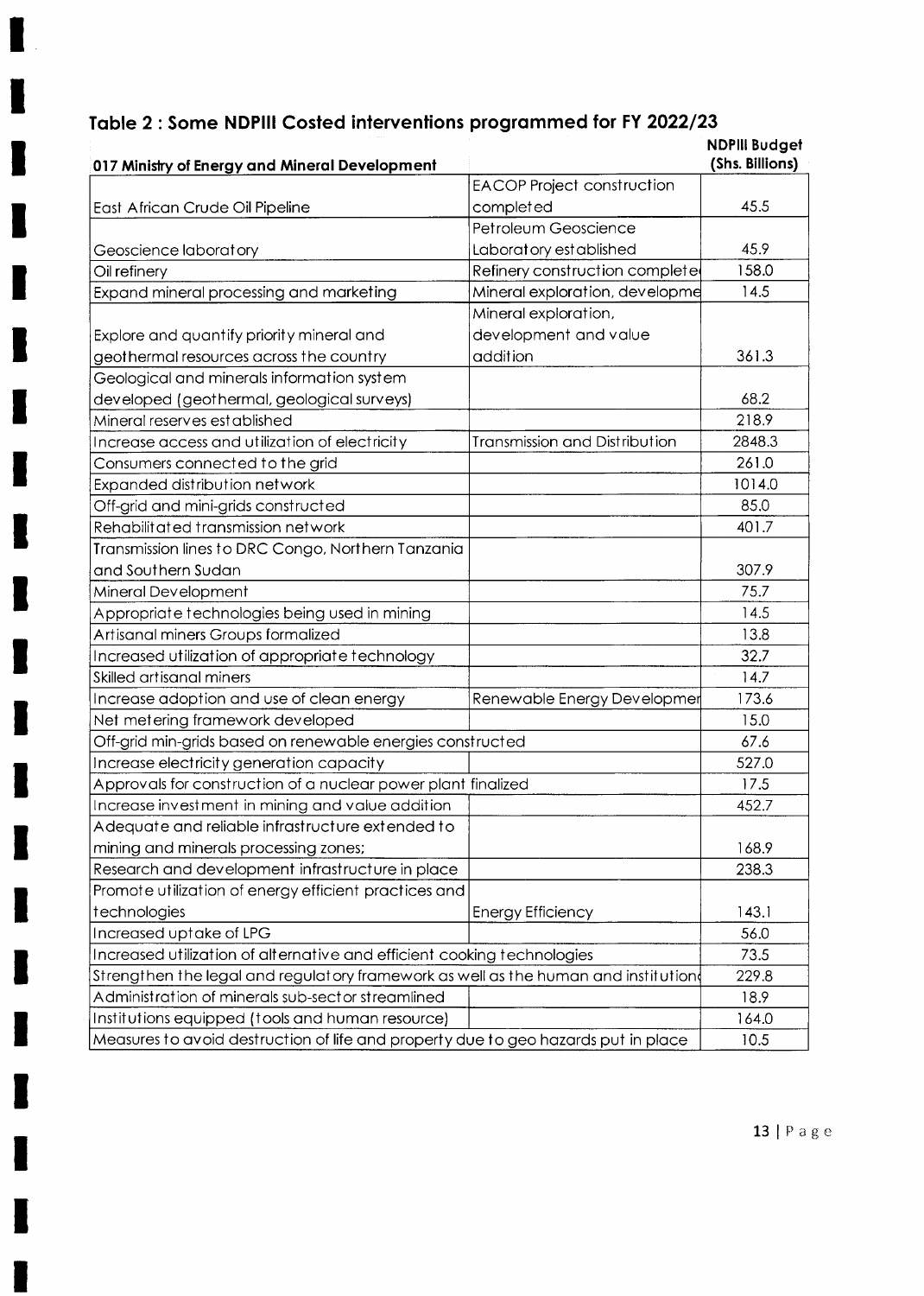## Table 2 : Some NDPIII Costed interventions programmed for FY 2022/23

| 017 Ministry of Energy and Mineral Development | | NDPIII Budget (Shs. Billions) |
|---|---|---|
| East African Crude Oil Pipeline | EACOP Project construction completed | 45.5 |
| Geoscience laboratory | Petroleum Geoscience Laboratory established | 45.9 |
| Oil refinery | Refinery construction complete | 158.0 |
| Expand mineral processing and marketing | Mineral exploration, developme | 14.5 |
| Explore and quantify priority mineral and geothermal resources across the country | Mineral exploration, development and value addition | 361.3 |
| Geological and minerals information system developed (geothermal, geological surveys) | | 68.2 |
| Mineral reserves established | | 218.9 |
| Increase access and utilization of electricity | Transmission and Distribution | 2848.3 |
| Consumers connected to the grid | | 261.0 |
| Expanded distribution network | | 1014.0 |
| Off-grid and mini-grids constructed | | 85.0 |
| Rehabilitated transmission network | | 401.7 |
| Transmission lines to DRC Congo, Northern Tanzania and Southern Sudan | | 307.9 |
| Mineral Development | | 75.7 |
| Appropriate technologies being used in mining | | 14.5 |
| Artisanal miners Groups formalized | | 13.8 |
| Increased utilization of appropriate technology | | 32.7 |
| Skilled artisanal miners | | 14.7 |
| Increase adoption and use of clean energy | Renewable Energy Developmer | 173.6 |
| Net metering framework developed | | 15.0 |
| Off-grid min-grids based on renewable energies constructed | | 67.6 |
| Increase electricity generation capacity | | 527.0 |
| Approvals for construction of a nuclear power plant finalized | | 17.5 |
| Increase investment in mining and value addition | | 452.7 |
| Adequate and reliable infrastructure extended to mining and minerals processing zones; | | 168.9 |
| Research and development infrastructure in place | | 238.3 |
| Promote utilization of energy efficient practices and technologies | Energy Efficiency | 143.1 |
| Increased uptake of LPG | | 56.0 |
| Increased utilization of alternative and efficient cooking technologies | | 73.5 |
| Strengthen the legal and regulatory framework as well as the human and institution | | 229.8 |
| Administration of minerals sub-sector streamlined | | 18.9 |
| Institutions equipped (tools and human resource) | | 164.0 |
| Measures to avoid destruction of life and property due to geo hazards put in place | | 10.5 |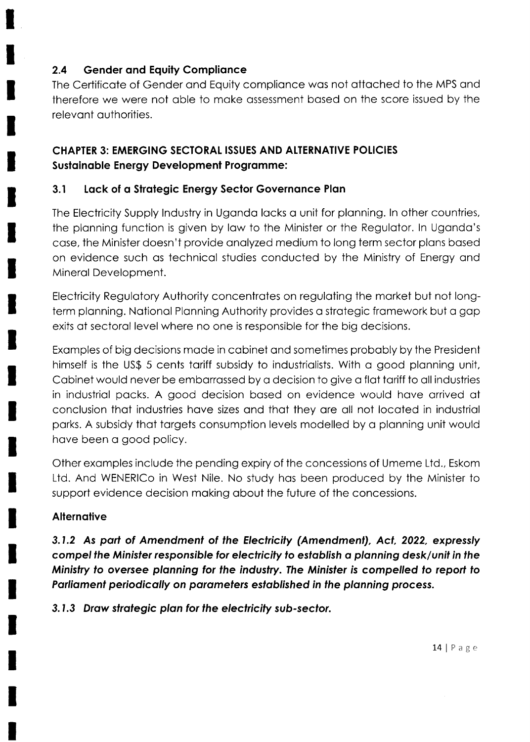## 2.4 Gender and Equity Compliance

The Certificate of Gender and Equity compliance was not attached to the MPS and therefore we were not able to make assessment based on the score issued by the relevant authorities.

# CHAPTER 3: EMERGING SECTORAL ISSUES AND ALTERNATIVE POLICIES

**Sustainable Energy Development Programme:**

## 3.1 Lack of a Strategic Energy Sector Governance Plan

The Electricity Supply Industry in Uganda lacks a unit for planning. In other countries, the planning function is given by law to the Minister or the Regulator. In Uganda's case, the Minister doesn't provide analyzed medium to long term sector plans based on evidence such as technical studies conducted by the Ministry of Energy and Mineral Development.

Electricity Regulatory Authority concentrates on regulating the market but not long-term planning. National Planning Authority provides a strategic framework but a gap exits at sectoral level where no one is responsible for the big decisions.

Examples of big decisions made in cabinet and sometimes probably by the President himself is the US$ 5 cents tariff subsidy to industrialists. With a good planning unit, Cabinet would never be embarrassed by a decision to give a flat tariff to all industries in industrial packs. A good decision based on evidence would have arrived at conclusion that industries have sizes and that they are all not located in industrial parks. A subsidy that targets consumption levels modelled by a planning unit would have been a good policy.

Other examples include the pending expiry of the concessions of Umeme Ltd., Eskom Ltd. And WENERICo in West Nile. No study has been produced by the Minister to support evidence decision making about the future of the concessions.

**Alternative**

***3.1.2 As part of Amendment of the Electricity (Amendment), Act, 2022, expressly compel the Minister responsible for electricity to establish a planning desk/unit in the Ministry to oversee planning for the industry. The Minister is compelled to report to Parliament periodically on parameters established in the planning process.***

***3.1.3 Draw strategic plan for the electricity sub-sector.***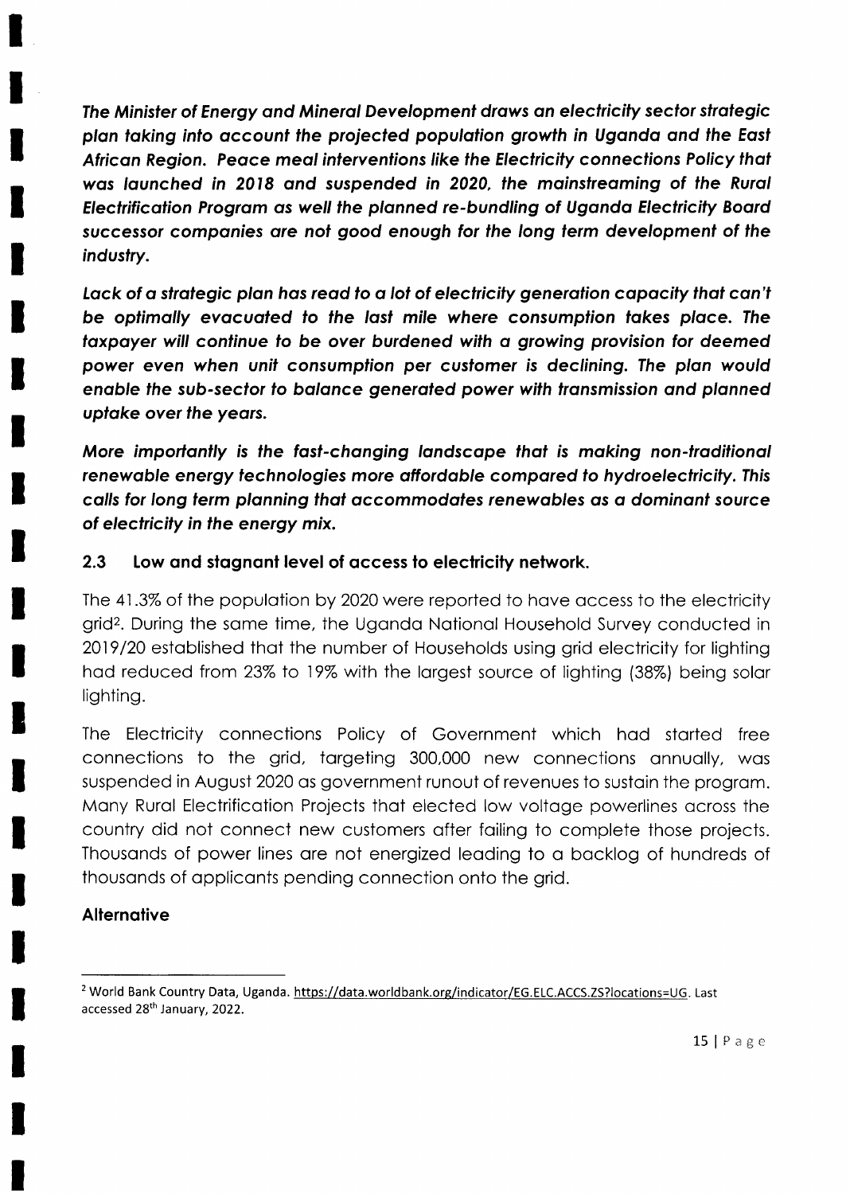***The Minister of Energy and Mineral Development draws an electricity sector strategic plan taking into account the projected population growth in Uganda and the East African Region. Peace meal interventions like the Electricity connections Policy that was launched in 2018 and suspended in 2020, the mainstreaming of the Rural Electrification Program as well the planned re-bundling of Uganda Electricity Board successor companies are not good enough for the long term development of the industry.***

***Lack of a strategic plan has read to a lot of electricity generation capacity that can't be optimally evacuated to the last mile where consumption takes place. The taxpayer will continue to be over burdened with a growing provision for deemed power even when unit consumption per customer is declining. The plan would enable the sub-sector to balance generated power with transmission and planned uptake over the years.***

***More importantly is the fast-changing landscape that is making non-traditional renewable energy technologies more affordable compared to hydroelectricity. This calls for long term planning that accommodates renewables as a dominant source of electricity in the energy mix.***

### 2.3 Low and stagnant level of access to electricity network.

The 41.3% of the population by 2020 were reported to have access to the electricity grid[2]. During the same time, the Uganda National Household Survey conducted in 2019/20 established that the number of Households using grid electricity for lighting had reduced from 23% to 19% with the largest source of lighting (38%) being solar lighting.

The Electricity connections Policy of Government which had started free connections to the grid, targeting 300,000 new connections annually, was suspended in August 2020 as government runout of revenues to sustain the program. Many Rural Electrification Projects that elected low voltage powerlines across the country did not connect new customers after failing to complete those projects. Thousands of power lines are not energized leading to a backlog of hundreds of thousands of applicants pending connection onto the grid.

**Alternative**

---

[2] World Bank Country Data, Uganda. https://data.worldbank.org/indicator/EG.ELC.ACCS.ZS?locations=UG. Last accessed 28th January, 2022.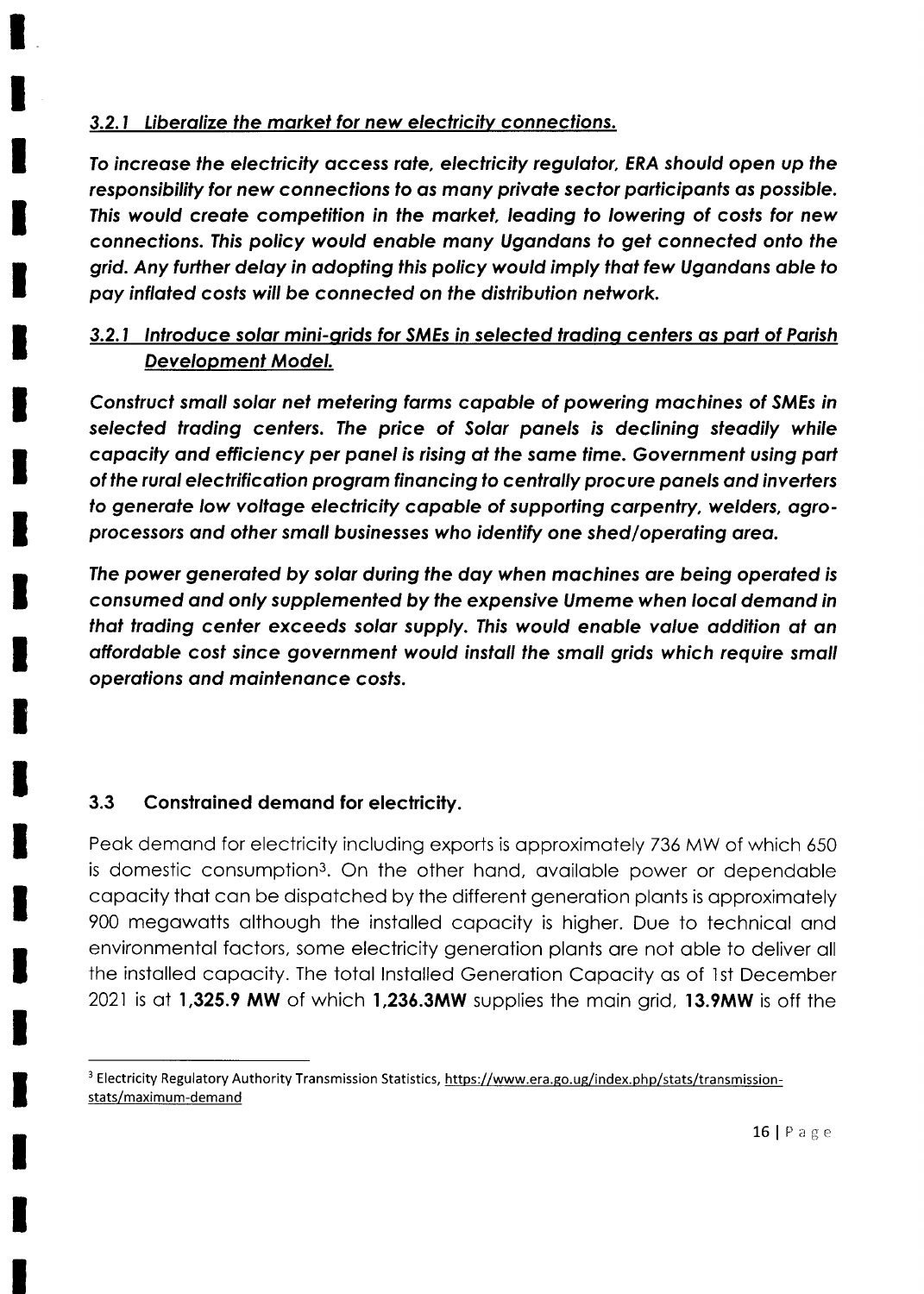### *3.2.1 Liberalize the market for new electricity connections.*

***To increase the electricity access rate, electricity regulator, ERA should open up the responsibility for new connections to as many private sector participants as possible. This would create competition in the market, leading to lowering of costs for new connections. This policy would enable many Ugandans to get connected onto the grid. Any further delay in adopting this policy would imply that few Ugandans able to pay inflated costs will be connected on the distribution network.***

### *3.2.1 Introduce solar mini-grids for SMEs in selected trading centers as part of Parish Development Model.*

***Construct small solar net metering farms capable of powering machines of SMEs in selected trading centers. The price of Solar panels is declining steadily while capacity and efficiency per panel is rising at the same time. Government using part of the rural electrification program financing to centrally procure panels and inverters to generate low voltage electricity capable of supporting carpentry, welders, agro-processors and other small businesses who identify one shed/operating area.***

***The power generated by solar during the day when machines are being operated is consumed and only supplemented by the expensive Umeme when local demand in that trading center exceeds solar supply. This would enable value addition at an affordable cost since government would install the small grids which require small operations and maintenance costs.***

## 3.3 Constrained demand for electricity.

Peak demand for electricity including exports is approximately 736 MW of which 650 is domestic consumption[3]. On the other hand, available power or dependable capacity that can be dispatched by the different generation plants is approximately 900 megawatts although the installed capacity is higher. Due to technical and environmental factors, some electricity generation plants are not able to deliver all the installed capacity. The total Installed Generation Capacity as of 1st December 2021 is at **1,325.9 MW** of which **1,236.3MW** supplies the main grid, **13.9MW** is off the

[3] Electricity Regulatory Authority Transmission Statistics, https://www.era.go.ug/index.php/stats/transmission-stats/maximum-demand